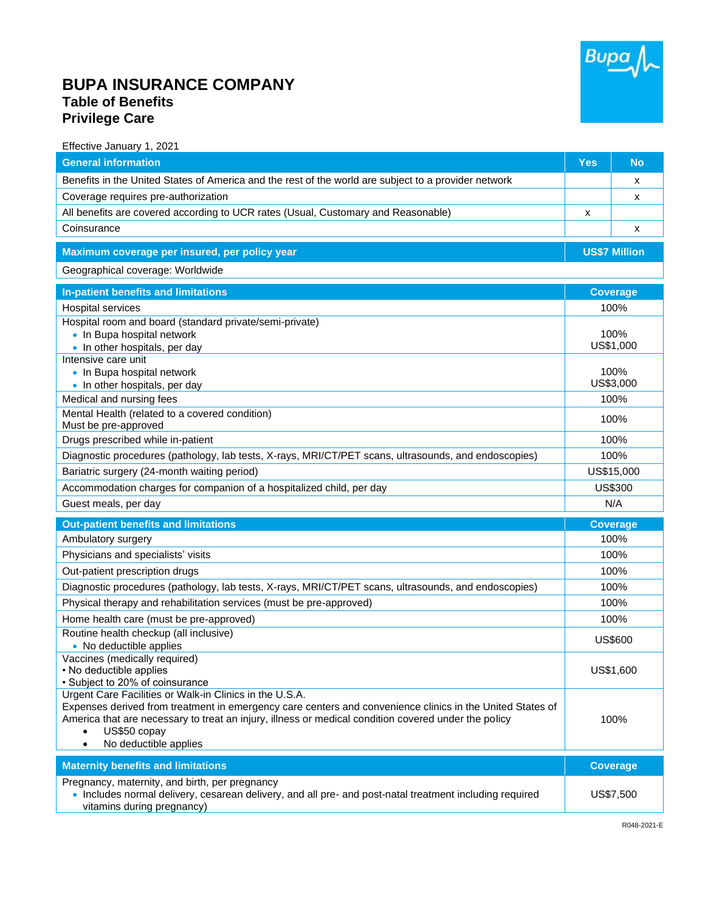# BUPA INSURANCE COMPANY

## Table of Benefits

## Privilege Care

Effective January 1, 2021

| General information | Yes | No |
|---|---|---|
| Benefits in the United States of America and the rest of the world are subject to a provider network | | x |
| Coverage requires pre-authorization | | x |
| All benefits are covered according to UCR rates (Usual, Customary and Reasonable) | x | |
| Coinsurance | | x |

| Maximum coverage per insured, per policy year | US$7 Million |
|---|---|
| Geographical coverage: Worldwide | |

| In-patient benefits and limitations | Coverage |
|---|---|
| Hospital services | 100% |
| Hospital room and board (standard private/semi-private)<br>• In Bupa hospital network<br>• In other hospitals, per day | 100%<br>US$1,000 |
| Intensive care unit<br>• In Bupa hospital network<br>• In other hospitals, per day | 100%<br>US$3,000 |
| Medical and nursing fees | 100% |
| Mental Health (related to a covered condition)<br>Must be pre-approved | 100% |
| Drugs prescribed while in-patient | 100% |
| Diagnostic procedures (pathology, lab tests, X-rays, MRI/CT/PET scans, ultrasounds, and endoscopies) | 100% |
| Bariatric surgery (24-month waiting period) | US$15,000 |
| Accommodation charges for companion of a hospitalized child, per day | US$300 |
| Guest meals, per day | N/A |

| Out-patient benefits and limitations | Coverage |
|---|---|
| Ambulatory surgery | 100% |
| Physicians and specialists' visits | 100% |
| Out-patient prescription drugs | 100% |
| Diagnostic procedures (pathology, lab tests, X-rays, MRI/CT/PET scans, ultrasounds, and endoscopies) | 100% |
| Physical therapy and rehabilitation services (must be pre-approved) | 100% |
| Home health care (must be pre-approved) | 100% |
| Routine health checkup (all inclusive)<br>• No deductible applies | US$600 |
| Vaccines (medically required)<br>• No deductible applies<br>• Subject to 20% of coinsurance | US$1,600 |
| Urgent Care Facilities or Walk-in Clinics in the U.S.A.<br>Expenses derived from treatment in emergency care centers and convenience clinics in the United States of America that are necessary to treat an injury, illness or medical condition covered under the policy<br>• US$50 copay<br>• No deductible applies | 100% |

| Maternity benefits and limitations | Coverage |
|---|---|
| Pregnancy, maternity, and birth, per pregnancy<br>• Includes normal delivery, cesarean delivery, and all pre- and post-natal treatment including required vitamins during pregnancy) | US$7,500 |

R048-2021-E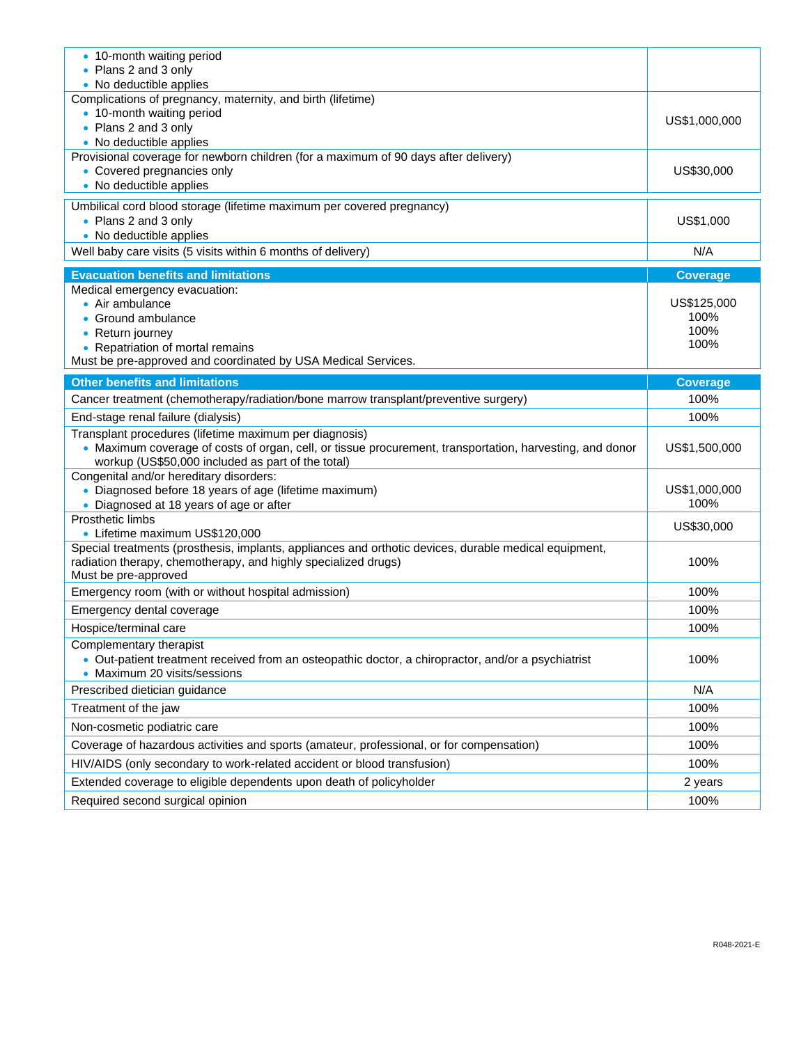| | |
|---|---|
| • 10-month waiting period<br>• Plans 2 and 3 only<br>• No deductible applies | |
| Complications of pregnancy, maternity, and birth (lifetime)<br>• 10-month waiting period<br>• Plans 2 and 3 only<br>• No deductible applies | US$1,000,000 |
| Provisional coverage for newborn children (for a maximum of 90 days after delivery)<br>• Covered pregnancies only<br>• No deductible applies | US$30,000 |
| Umbilical cord blood storage (lifetime maximum per covered pregnancy)<br>• Plans 2 and 3 only<br>• No deductible applies | US$1,000 |
| Well baby care visits (5 visits within 6 months of delivery) | N/A |

| **Evacuation benefits and limitations** | **Coverage** |
|---|---|
| Medical emergency evacuation:<br>• Air ambulance<br>• Ground ambulance<br>• Return journey<br>• Repatriation of mortal remains<br>Must be pre-approved and coordinated by USA Medical Services. | US$125,000<br>100%<br>100%<br>100% |

| **Other benefits and limitations** | **Coverage** |
|---|---|
| Cancer treatment (chemotherapy/radiation/bone marrow transplant/preventive surgery) | 100% |
| End-stage renal failure (dialysis) | 100% |
| Transplant procedures (lifetime maximum per diagnosis)<br>• Maximum coverage of costs of organ, cell, or tissue procurement, transportation, harvesting, and donor workup (US$50,000 included as part of the total) | US$1,500,000 |
| Congenital and/or hereditary disorders:<br>• Diagnosed before 18 years of age (lifetime maximum)<br>• Diagnosed at 18 years of age or after | US$1,000,000<br>100% |
| Prosthetic limbs<br>• Lifetime maximum US$120,000 | US$30,000 |
| Special treatments (prosthesis, implants, appliances and orthotic devices, durable medical equipment, radiation therapy, chemotherapy, and highly specialized drugs)<br>Must be pre-approved | 100% |
| Emergency room (with or without hospital admission) | 100% |
| Emergency dental coverage | 100% |
| Hospice/terminal care | 100% |
| Complementary therapist<br>• Out-patient treatment received from an osteopathic doctor, a chiropractor, and/or a psychiatrist<br>• Maximum 20 visits/sessions | 100% |
| Prescribed dietician guidance | N/A |
| Treatment of the jaw | 100% |
| Non-cosmetic podiatric care | 100% |
| Coverage of hazardous activities and sports (amateur, professional, or for compensation) | 100% |
| HIV/AIDS (only secondary to work-related accident or blood transfusion) | 100% |
| Extended coverage to eligible dependents upon death of policyholder | 2 years |
| Required second surgical opinion | 100% |

R048-2021-E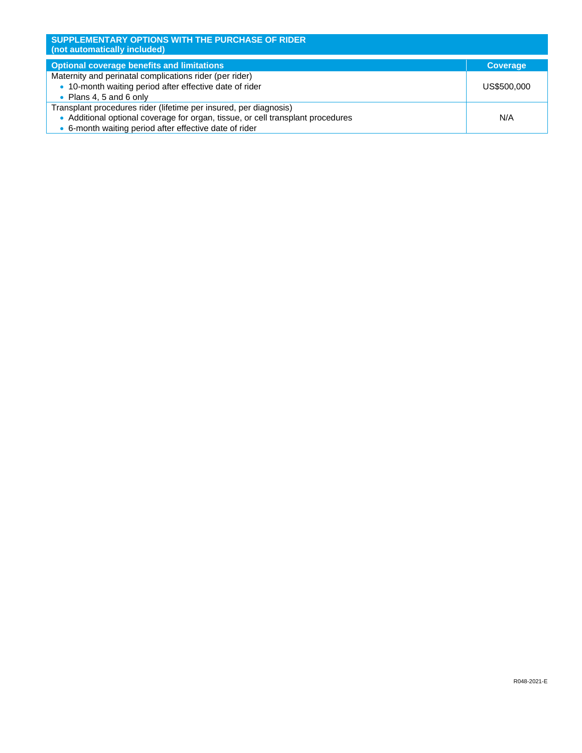## SUPPLEMENTARY OPTIONS WITH THE PURCHASE OF RIDER (not automatically included)

| Optional coverage benefits and limitations | Coverage |
|---|---|
| Maternity and perinatal complications rider (per rider)<br>• 10-month waiting period after effective date of rider<br>• Plans 4, 5 and 6 only | US$500,000 |
| Transplant procedures rider (lifetime per insured, per diagnosis)<br>• Additional optional coverage for organ, tissue, or cell transplant procedures<br>• 6-month waiting period after effective date of rider | N/A |

R048-2021-E